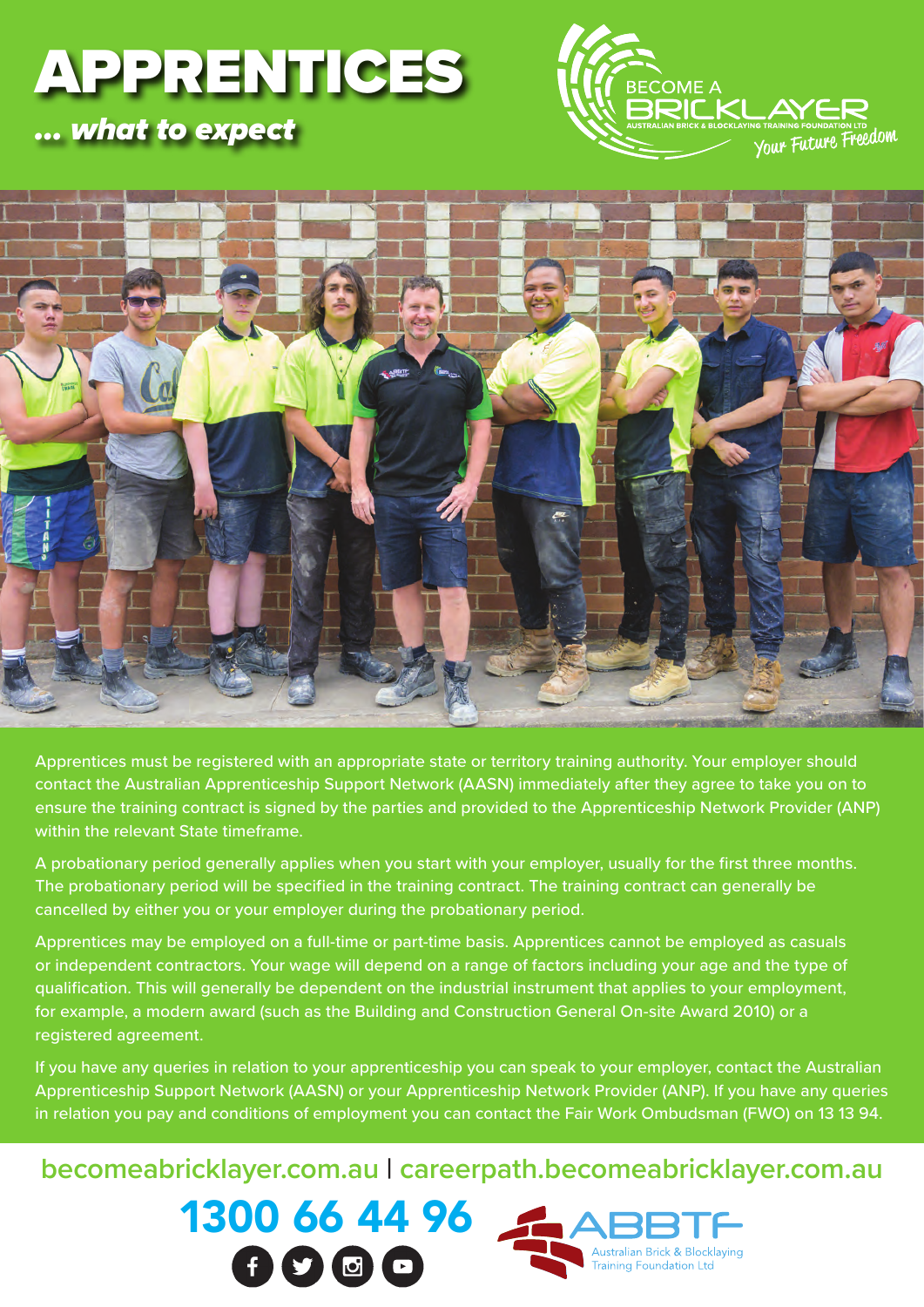# APPRENTICES

***... what to expect***

BECOME A BRICKLAYER
AUSTRALIAN BRICK & BLOCKLAYING TRAINING FOUNDATION LTD
*Your Future Freedom*

Apprentices must be registered with an appropriate state or territory training authority. Your employer should contact the Australian Apprenticeship Support Network (AASN) immediately after they agree to take you on to ensure the training contract is signed by the parties and provided to the Apprenticeship Network Provider (ANP) within the relevant State timeframe.

A probationary period generally applies when you start with your employer, usually for the first three months. The probationary period will be specified in the training contract. The training contract can generally be cancelled by either you or your employer during the probationary period.

Apprentices may be employed on a full-time or part-time basis. Apprentices cannot be employed as casuals or independent contractors. Your wage will depend on a range of factors including your age and the type of qualification. This will generally be dependent on the industrial instrument that applies to your employment, for example, a modern award (such as the Building and Construction General On-site Award 2010) or a registered agreement.

If you have any queries in relation to your apprenticeship you can speak to your employer, contact the Australian Apprenticeship Support Network (AASN) or your Apprenticeship Network Provider (ANP). If you have any queries in relation you pay and conditions of employment you can contact the Fair Work Ombudsman (FWO) on 13 13 94.

**becomeabricklayer.com.au | careerpath.becomeabricklayer.com.au**

**1300 66 44 96**

ABBTF
Australian Brick & Blocklaying Training Foundation Ltd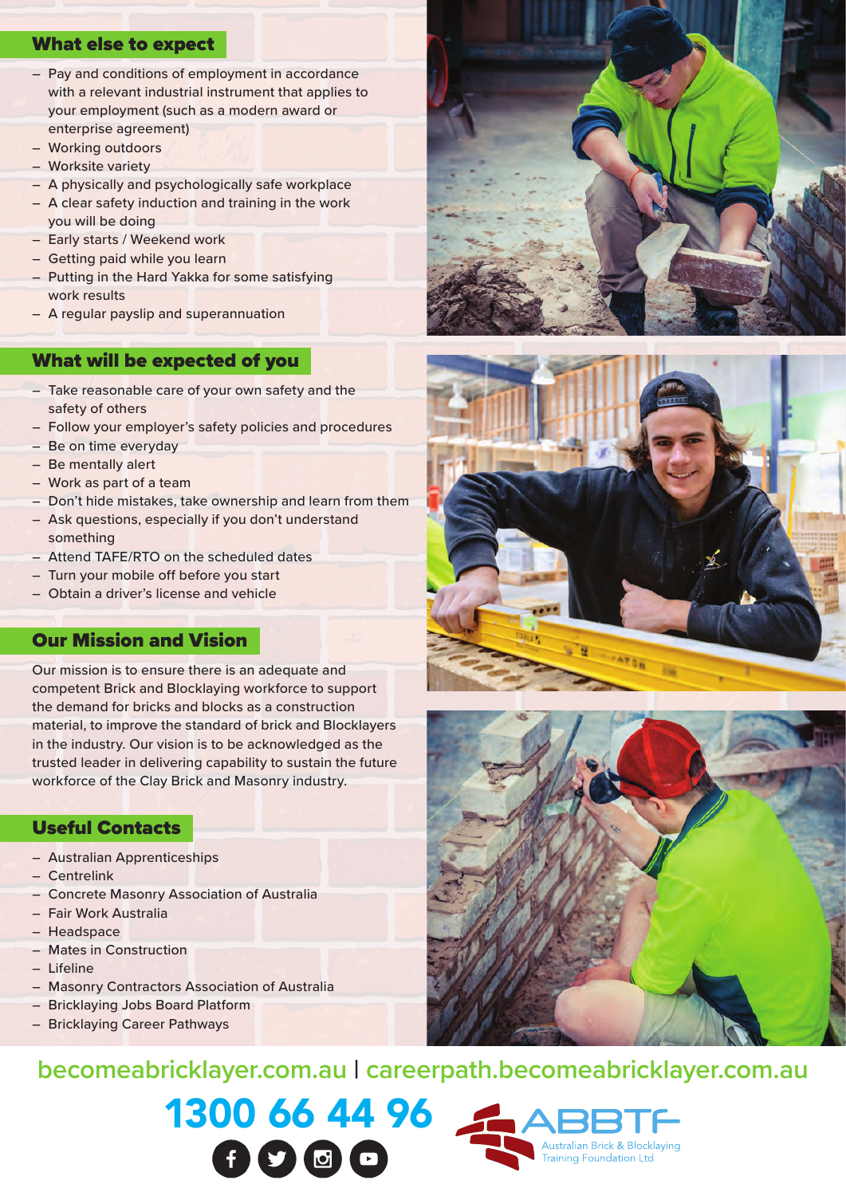## What else to expect

- Pay and conditions of employment in accordance with a relevant industrial instrument that applies to your employment (such as a modern award or enterprise agreement)
- Working outdoors
- Worksite variety
- A physically and psychologically safe workplace
- A clear safety induction and training in the work you will be doing
- Early starts / Weekend work
- Getting paid while you learn
- Putting in the Hard Yakka for some satisfying work results
- A regular payslip and superannuation

## What will be expected of you

- Take reasonable care of your own safety and the safety of others
- Follow your employer's safety policies and procedures
- Be on time everyday
- Be mentally alert
- Work as part of a team
- Don't hide mistakes, take ownership and learn from them
- Ask questions, especially if you don't understand something
- Attend TAFE/RTO on the scheduled dates
- Turn your mobile off before you start
- Obtain a driver's license and vehicle

## Our Mission and Vision

Our mission is to ensure there is an adequate and competent Brick and Blocklaying workforce to support the demand for bricks and blocks as a construction material, to improve the standard of brick and Blocklayers in the industry. Our vision is to be acknowledged as the trusted leader in delivering capability to sustain the future workforce of the Clay Brick and Masonry industry.

## Useful Contacts

- Australian Apprenticeships
- Centrelink
- Concrete Masonry Association of Australia
- Fair Work Australia
- Headspace
- Mates in Construction
- Lifeline
- Masonry Contractors Association of Australia
- Bricklaying Jobs Board Platform
- Bricklaying Career Pathways

becomeabricklayer.com.au | careerpath.becomeabricklayer.com.au

**1300 66 44 96**

ABBTF Australian Brick & Blocklaying Training Foundation Ltd